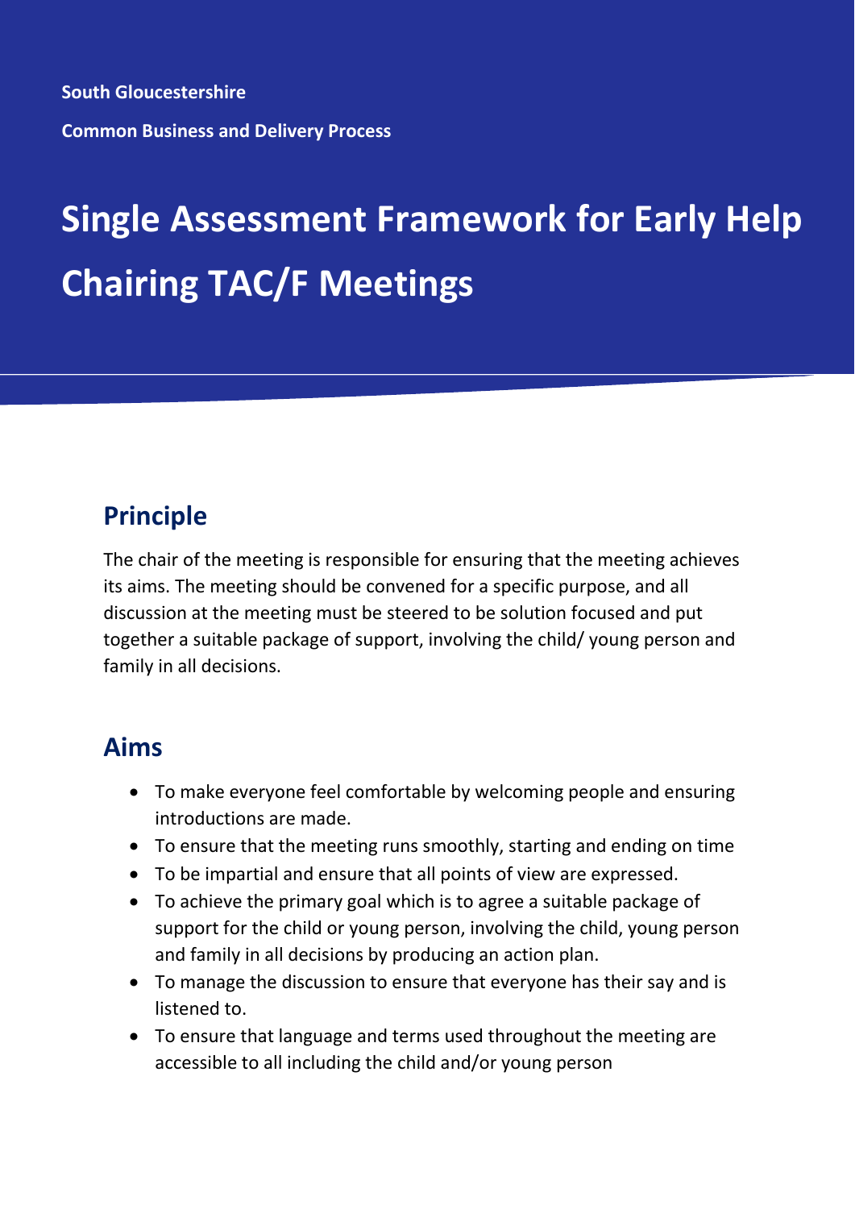**South Gloucestershire**

**Common Business and Delivery Process**

# Single Assessment Framework for Early Help Chairing TAC/F Meetings

## Principle

The chair of the meeting is responsible for ensuring that the meeting achieves its aims. The meeting should be convened for a specific purpose, and all discussion at the meeting must be steered to be solution focused and put together a suitable package of support, involving the child/ young person and family in all decisions.

## Aims

- To make everyone feel comfortable by welcoming people and ensuring introductions are made.
- To ensure that the meeting runs smoothly, starting and ending on time
- To be impartial and ensure that all points of view are expressed.
- To achieve the primary goal which is to agree a suitable package of support for the child or young person, involving the child, young person and family in all decisions by producing an action plan.
- To manage the discussion to ensure that everyone has their say and is listened to.
- To ensure that language and terms used throughout the meeting are accessible to all including the child and/or young person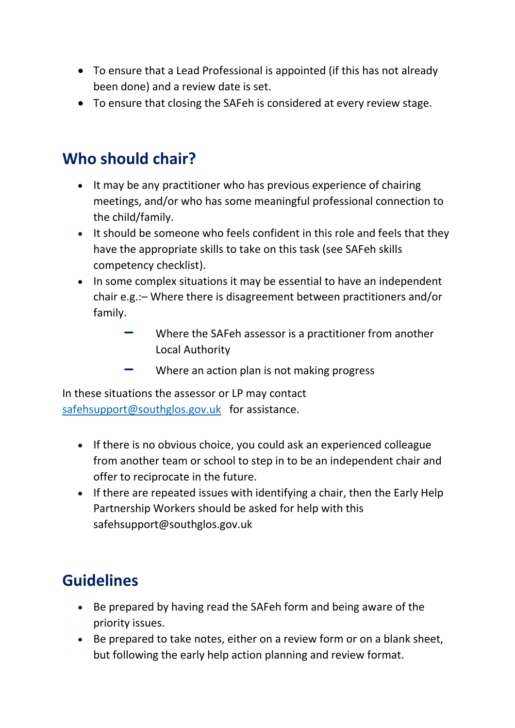- To ensure that a Lead Professional is appointed (if this has not already been done) and a review date is set.
- To ensure that closing the SAFeh is considered at every review stage.

## Who should chair?

- It may be any practitioner who has previous experience of chairing meetings, and/or who has some meaningful professional connection to the child/family.
- It should be someone who feels confident in this role and feels that they have the appropriate skills to take on this task (see SAFeh skills competency checklist).
- In some complex situations it may be essential to have an independent chair e.g.:– Where there is disagreement between practitioners and/or family.
    - Where the SAFeh assessor is a practitioner from another Local Authority
    - Where an action plan is not making progress

In these situations the assessor or LP may contact safehsupport@southglos.gov.uk for assistance.

- If there is no obvious choice, you could ask an experienced colleague from another team or school to step in to be an independent chair and offer to reciprocate in the future.
- If there are repeated issues with identifying a chair, then the Early Help Partnership Workers should be asked for help with this safehsupport@southglos.gov.uk

## Guidelines

- Be prepared by having read the SAFeh form and being aware of the priority issues.
- Be prepared to take notes, either on a review form or on a blank sheet, but following the early help action planning and review format.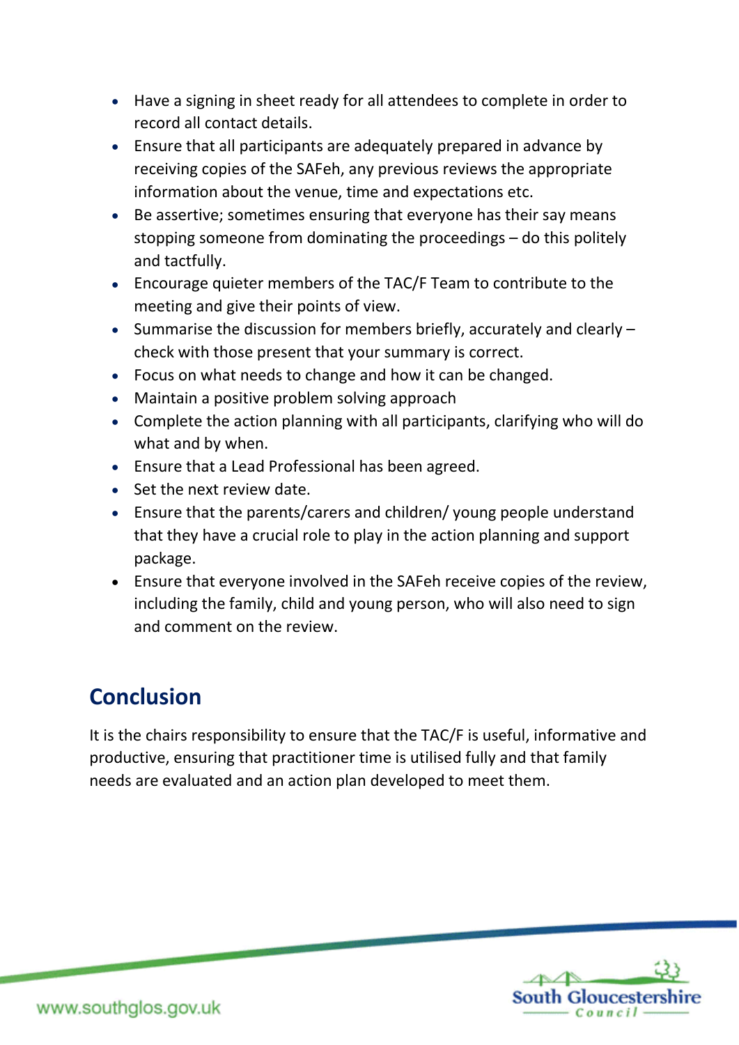- Have a signing in sheet ready for all attendees to complete in order to record all contact details.
- Ensure that all participants are adequately prepared in advance by receiving copies of the SAFeh, any previous reviews the appropriate information about the venue, time and expectations etc.
- Be assertive; sometimes ensuring that everyone has their say means stopping someone from dominating the proceedings – do this politely and tactfully.
- Encourage quieter members of the TAC/F Team to contribute to the meeting and give their points of view.
- Summarise the discussion for members briefly, accurately and clearly – check with those present that your summary is correct.
- Focus on what needs to change and how it can be changed.
- Maintain a positive problem solving approach
- Complete the action planning with all participants, clarifying who will do what and by when.
- Ensure that a Lead Professional has been agreed.
- Set the next review date.
- Ensure that the parents/carers and children/ young people understand that they have a crucial role to play in the action planning and support package.
- Ensure that everyone involved in the SAFeh receive copies of the review, including the family, child and young person, who will also need to sign and comment on the review.

## Conclusion

It is the chairs responsibility to ensure that the TAC/F is useful, informative and productive, ensuring that practitioner time is utilised fully and that family needs are evaluated and an action plan developed to meet them.